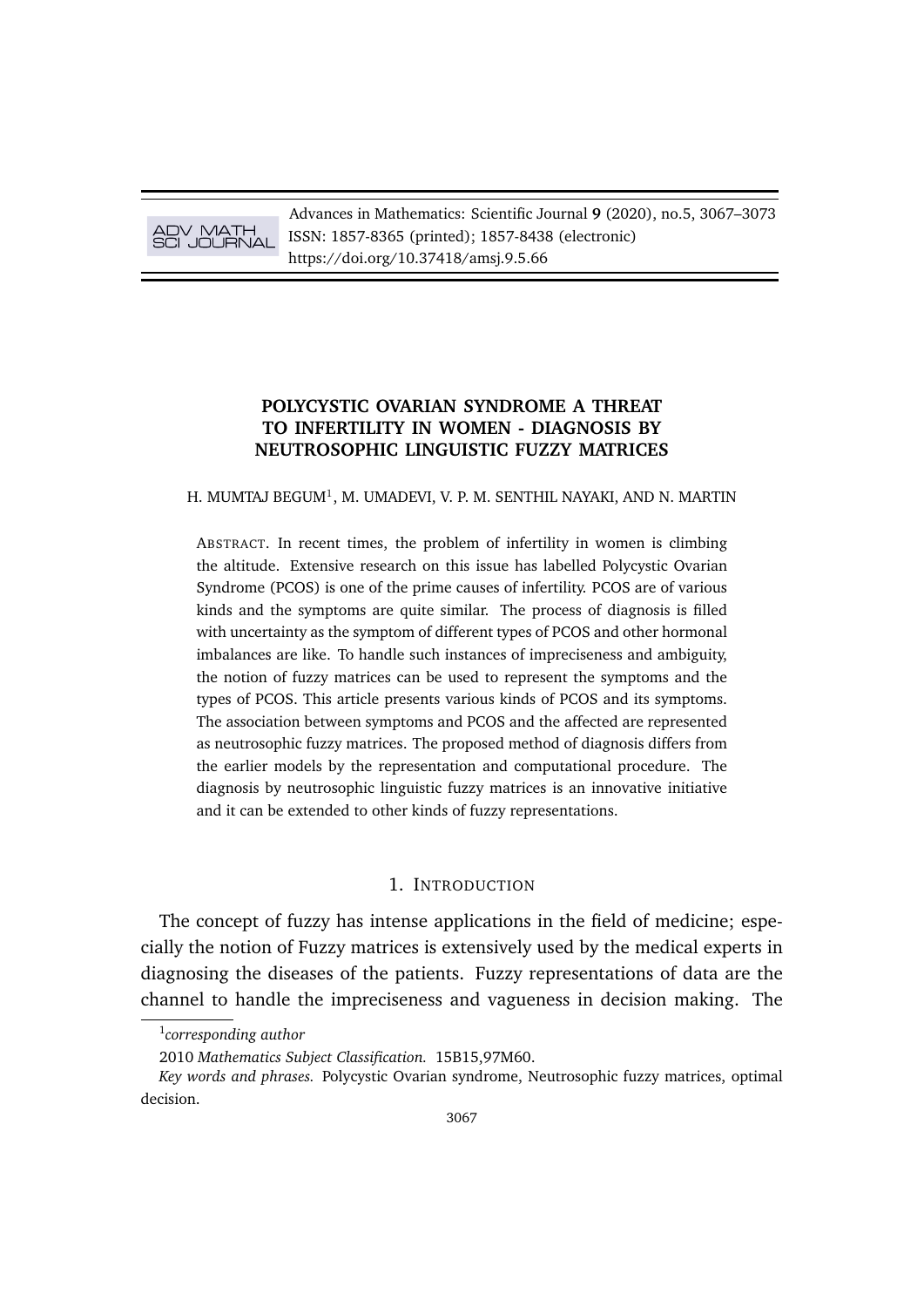# POLYCYSTIC OVARIAN SYNDROME A THREAT TO INFERTILITY IN WOMEN - DIAGNOSIS BY NEUTROSOPHIC LINGUISTIC FUZZY MATRICES

H. MUMTAJ BEGUM[1], M. UMADEVI, V. P. M. SENTHIL NAYAKI, AND N. MARTIN

ABSTRACT. In recent times, the problem of infertility in women is climbing the altitude. Extensive research on this issue has labelled Polycystic Ovarian Syndrome (PCOS) is one of the prime causes of infertility. PCOS are of various kinds and the symptoms are quite similar. The process of diagnosis is filled with uncertainty as the symptom of different types of PCOS and other hormonal imbalances are like. To handle such instances of impreciseness and ambiguity, the notion of fuzzy matrices can be used to represent the symptoms and the types of PCOS. This article presents various kinds of PCOS and its symptoms. The association between symptoms and PCOS and the affected are represented as neutrosophic fuzzy matrices. The proposed method of diagnosis differs from the earlier models by the representation and computational procedure. The diagnosis by neutrosophic linguistic fuzzy matrices is an innovative initiative and it can be extended to other kinds of fuzzy representations.

## 1. INTRODUCTION

The concept of fuzzy has intense applications in the field of medicine; especially the notion of Fuzzy matrices is extensively used by the medical experts in diagnosing the diseases of the patients. Fuzzy representations of data are the channel to handle the impreciseness and vagueness in decision making. The

[1] *corresponding author*

2010 *Mathematics Subject Classification.* 15B15,97M60.

*Key words and phrases.* Polycystic Ovarian syndrome, Neutrosophic fuzzy matrices, optimal decision.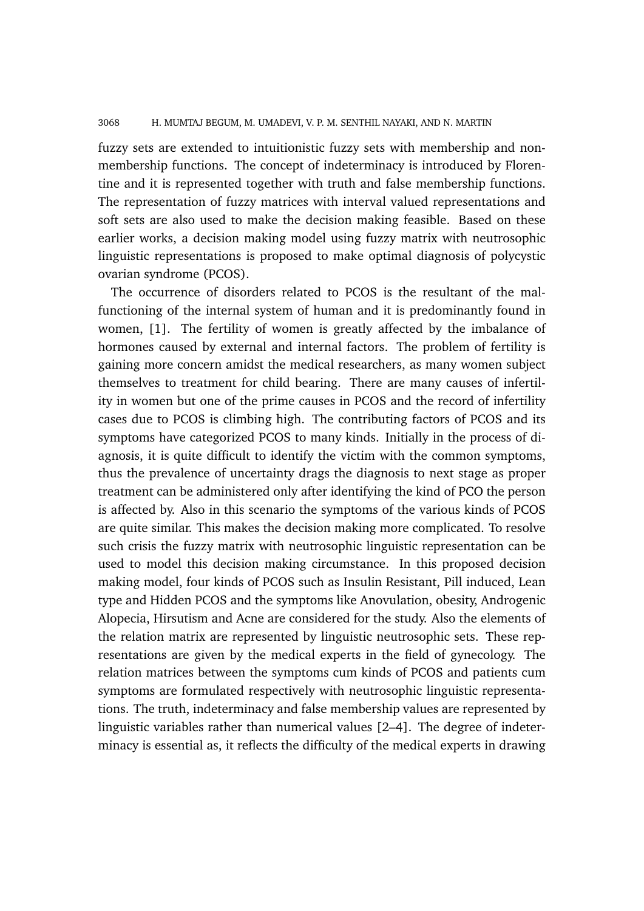fuzzy sets are extended to intuitionistic fuzzy sets with membership and non-membership functions. The concept of indeterminacy is introduced by Florentine and it is represented together with truth and false membership functions. The representation of fuzzy matrices with interval valued representations and soft sets are also used to make the decision making feasible. Based on these earlier works, a decision making model using fuzzy matrix with neutrosophic linguistic representations is proposed to make optimal diagnosis of polycystic ovarian syndrome (PCOS).

The occurrence of disorders related to PCOS is the resultant of the malfunctioning of the internal system of human and it is predominantly found in women, [1]. The fertility of women is greatly affected by the imbalance of hormones caused by external and internal factors. The problem of fertility is gaining more concern amidst the medical researchers, as many women subject themselves to treatment for child bearing. There are many causes of infertility in women but one of the prime causes in PCOS and the record of infertility cases due to PCOS is climbing high. The contributing factors of PCOS and its symptoms have categorized PCOS to many kinds. Initially in the process of diagnosis, it is quite difficult to identify the victim with the common symptoms, thus the prevalence of uncertainty drags the diagnosis to next stage as proper treatment can be administered only after identifying the kind of PCO the person is affected by. Also in this scenario the symptoms of the various kinds of PCOS are quite similar. This makes the decision making more complicated. To resolve such crisis the fuzzy matrix with neutrosophic linguistic representation can be used to model this decision making circumstance. In this proposed decision making model, four kinds of PCOS such as Insulin Resistant, Pill induced, Lean type and Hidden PCOS and the symptoms like Anovulation, obesity, Androgenic Alopecia, Hirsutism and Acne are considered for the study. Also the elements of the relation matrix are represented by linguistic neutrosophic sets. These representations are given by the medical experts in the field of gynecology. The relation matrices between the symptoms cum kinds of PCOS and patients cum symptoms are formulated respectively with neutrosophic linguistic representations. The truth, indeterminacy and false membership values are represented by linguistic variables rather than numerical values [2–4]. The degree of indeterminacy is essential as, it reflects the difficulty of the medical experts in drawing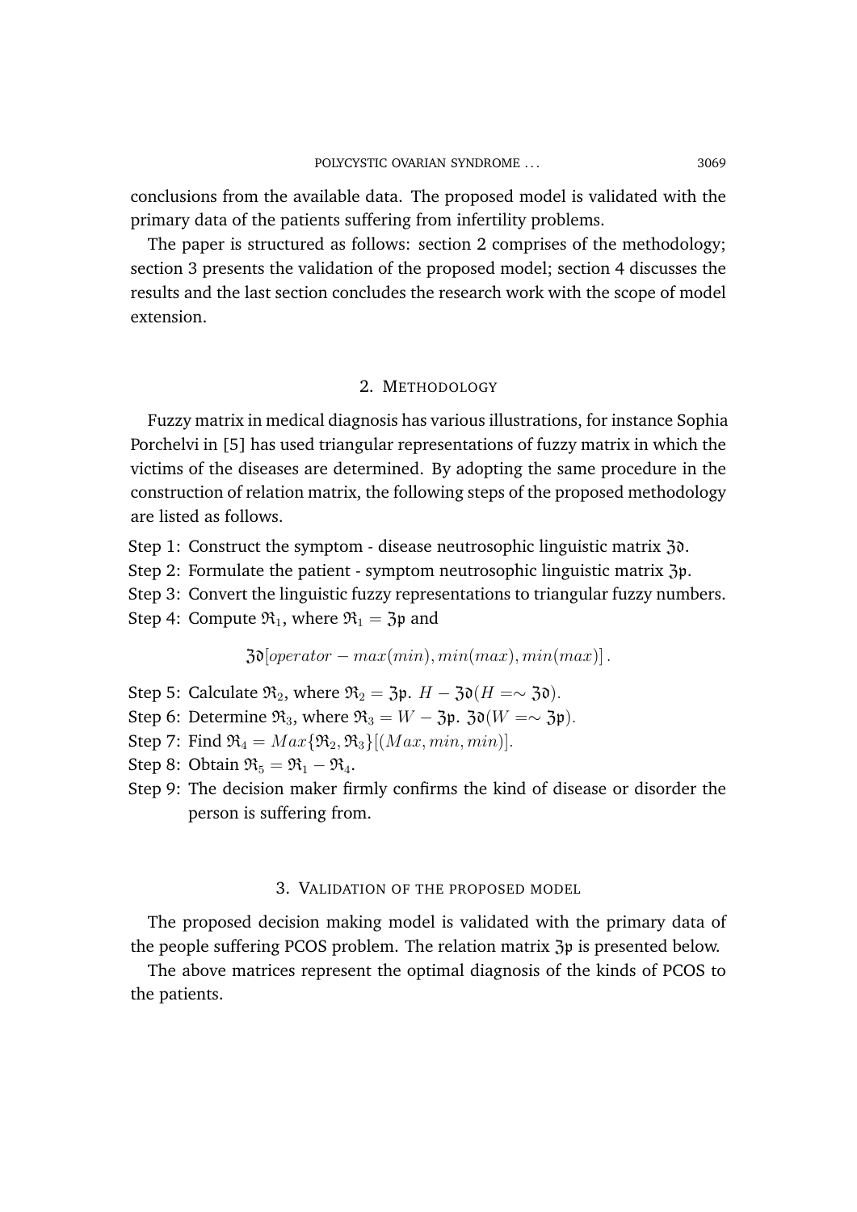conclusions from the available data. The proposed model is validated with the primary data of the patients suffering from infertility problems.

The paper is structured as follows: section 2 comprises of the methodology; section 3 presents the validation of the proposed model; section 4 discusses the results and the last section concludes the research work with the scope of model extension.

## 2. METHODOLOGY

Fuzzy matrix in medical diagnosis has various illustrations, for instance Sophia Porchelvi in [5] has used triangular representations of fuzzy matrix in which the victims of the diseases are determined. By adopting the same procedure in the construction of relation matrix, the following steps of the proposed methodology are listed as follows.

Step 1: Construct the symptom - disease neutrosophic linguistic matrix $\mathfrak{Z}\mathfrak{d}$.

Step 2: Formulate the patient - symptom neutrosophic linguistic matrix $\mathfrak{Z}\mathfrak{p}$.

Step 3: Convert the linguistic fuzzy representations to triangular fuzzy numbers.

Step 4: Compute $\mathfrak{R}_1$, where $\mathfrak{R}_1 = \mathfrak{Z}\mathfrak{p}$ and

$$\mathfrak{Z}\mathfrak{d}[operator - max(min), min(max), min(max)].$$

Step 5: Calculate $\mathfrak{R}_2$, where $\mathfrak{R}_2 = \mathfrak{Z}\mathfrak{p}$. $H - \mathfrak{Z}\mathfrak{d}(H =\sim \mathfrak{Z}\mathfrak{d})$.

Step 6: Determine $\mathfrak{R}_3$, where $\mathfrak{R}_3 = W - \mathfrak{Z}\mathfrak{p}$. $\mathfrak{Z}\mathfrak{d}(W =\sim \mathfrak{Z}\mathfrak{p})$.

Step 7: Find $\mathfrak{R}_4 = Max\{\mathfrak{R}_2, \mathfrak{R}_3\}[(Max, min, min)]$.

Step 8: Obtain $\mathfrak{R}_5 = \mathfrak{R}_1 - \mathfrak{R}_4$.

Step 9: The decision maker firmly confirms the kind of disease or disorder the person is suffering from.

## 3. VALIDATION OF THE PROPOSED MODEL

The proposed decision making model is validated with the primary data of the people suffering PCOS problem. The relation matrix $\mathfrak{Z}\mathfrak{p}$ is presented below.

The above matrices represent the optimal diagnosis of the kinds of PCOS to the patients.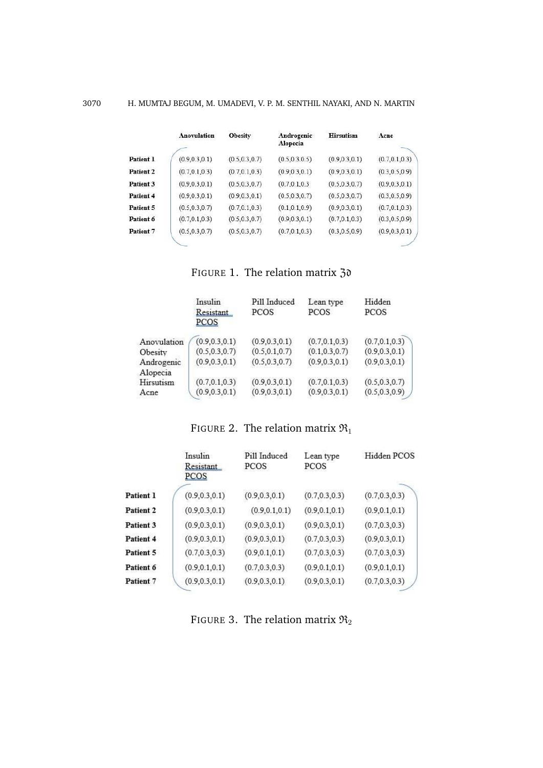|  | Anovulation | Obesity | Androgenic Alopecia | Hirsutism | Acne |
|---|---|---|---|---|---|
| Patient 1 | (0.9,0.3,0.1) | (0.5,0.3,0.7) | (0.5,0.3,0.5) | (0.9,0.3,0.1) | (0.7,0.1,0.3) |
| Patient 2 | (0.7,0.1,0.3) | (0.7,0.1,0.3) | (0.9,0.3,0.1) | (0.9,0.3,0.1) | (0.3,0.5,0.9) |
| Patient 3 | (0.9,0.3,0.1) | (0.5,0.3,0.7) | (0.7,0.1,0.3 | (0.5,0.3,0.7) | (0.9,0.3,0.1) |
| Patient 4 | (0.9,0.3,0.1) | (0.9,0.3,0.1) | (0.5,0.3,0.7) | (0.5,0.3,0.7) | (0.3,0.5,0.9) |
| Patient 5 | (0.5,0.3,0.7) | (0.7,0.1,0.3) | (0.1,0.1,0.9) | (0.9,0.3,0.1) | (0.7,0.1,0.3) |
| Patient 6 | (0.7,0.1,0.3) | (0.5,0.3,0.7) | (0.9,0.3,0.1) | (0.7,0.1,0.3) | (0.3,0.5,0.9) |
| Patient 7 | (0.5,0.3,0.7) | (0.5,0.3,0.7) | (0.7,0.1,0.3) | (0.3,0.5,0.9) | (0.9,0.3,0.1) |

FIGURE 1. The relation matrix $\mathfrak{Z}\mathfrak{d}$

|  | Insulin Resistant PCOS | Pill Induced PCOS | Lean type PCOS | Hidden PCOS |
|---|---|---|---|---|
| Anovulation | (0.9,0.3,0.1) | (0.9,0.3,0.1) | (0.7,0.1,0.3) | (0.7,0.1,0.3) |
| Obesity | (0.5,0.3,0.7) | (0.5,0.1,0.7) | (0.1,0.3,0.7) | (0.9,0.3,0.1) |
| Androgenic Alopecia | (0.9,0.3,0.1) | (0.5,0.3,0.7) | (0.9,0.3,0.1) | (0.9,0.3,0.1) |
| Hirsutism | (0.7,0.1,0.3) | (0.9,0.3,0.1) | (0.7,0.1,0.3) | (0.5,0.3,0.7) |
| Acne | (0.9,0.3,0.1) | (0.9,0.3,0.1) | (0.9,0.3,0.1) | (0.5,0.3,0.9) |

FIGURE 2. The relation matrix $\mathfrak{R}_1$

|  | Insulin Resistant PCOS | Pill Induced PCOS | Lean type PCOS | Hidden PCOS |
|---|---|---|---|---|
| Patient 1 | (0.9,0.3,0.1) | (0.9,0.3,0.1) | (0.7,0.3,0.3) | (0.7,0.3,0.3) |
| Patient 2 | (0.9,0.3,0.1) | (0.9,0.1,0.1) | (0.9,0.1,0.1) | (0.9,0.1,0.1) |
| Patient 3 | (0.9,0.3,0.1) | (0.9,0.3,0.1) | (0.9,0.3,0.1) | (0.7,0.3,0.3) |
| Patient 4 | (0.9,0.3,0.1) | (0.9,0.3,0.1) | (0.7,0.3,0.3) | (0.9,0.3,0.1) |
| Patient 5 | (0.7,0.3,0.3) | (0.9,0.1,0.1) | (0.7,0.3,0.3) | (0.7,0.3,0.3) |
| Patient 6 | (0.9,0.1,0.1) | (0.7,0.3,0.3) | (0.9,0.1,0.1) | (0.9,0.1,0.1) |
| Patient 7 | (0.9,0.3,0.1) | (0.9,0.3,0.1) | (0.9,0.3,0.1) | (0.7,0.3,0.3) |

FIGURE 3. The relation matrix $\mathfrak{R}_2$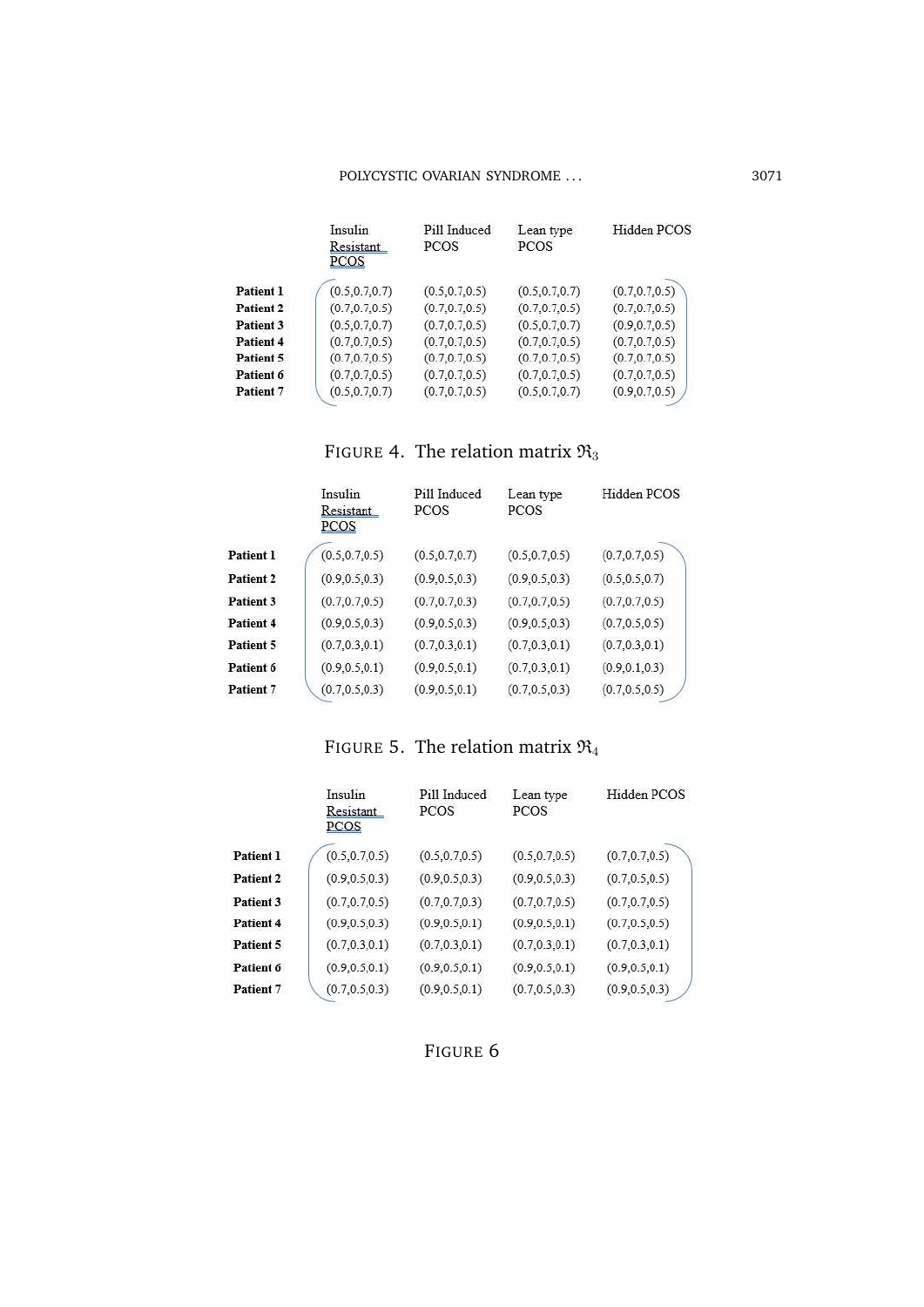| | Insulin Resistant PCOS | Pill Induced PCOS | Lean type PCOS | Hidden PCOS |
|---|---|---|---|---|
| **Patient 1** | (0.5,0.7,0.7) | (0.5,0.7,0.5) | (0.5,0.7,0.7) | (0.7,0.7,0.5) |
| **Patient 2** | (0.7,0.7,0.5) | (0.7,0.7,0.5) | (0.7,0.7,0.5) | (0.7,0.7,0.5) |
| **Patient 3** | (0.5,0.7,0.7) | (0.7,0.7,0.5) | (0.5,0.7,0.7) | (0.9,0.7,0.5) |
| **Patient 4** | (0.7,0.7,0.5) | (0.7,0.7,0.5) | (0.7,0.7,0.5) | (0.7,0.7,0.5) |
| **Patient 5** | (0.7,0.7,0.5) | (0.7,0.7,0.5) | (0.7,0.7,0.5) | (0.7,0.7,0.5) |
| **Patient 6** | (0.7,0.7,0.5) | (0.7,0.7,0.5) | (0.7,0.7,0.5) | (0.7,0.7,0.5) |
| **Patient 7** | (0.5,0.7,0.7) | (0.7,0.7,0.5) | (0.5,0.7,0.7) | (0.9,0.7,0.5) |

FIGURE 4. The relation matrix $\mathfrak{R}_3$

| | Insulin Resistant PCOS | Pill Induced PCOS | Lean type PCOS | Hidden PCOS |
|---|---|---|---|---|
| **Patient 1** | (0.5,0.7,0.5) | (0.5,0.7,0.7) | (0.5,0.7,0.5) | (0.7,0.7,0.5) |
| **Patient 2** | (0.9,0.5,0.3) | (0.9,0.5,0.3) | (0.9,0.5,0.3) | (0.5,0.5,0.7) |
| **Patient 3** | (0.7,0.7,0.5) | (0.7,0.7,0.3) | (0.7,0.7,0.5) | (0.7,0.7,0.5) |
| **Patient 4** | (0.9,0.5,0.3) | (0.9,0.5,0.3) | (0.9,0.5,0.3) | (0.7,0.5,0.5) |
| **Patient 5** | (0.7,0.3,0.1) | (0.7,0.3,0.1) | (0.7,0.3,0.1) | (0.7,0.3,0.1) |
| **Patient 6** | (0.9,0.5,0.1) | (0.9,0.5,0.1) | (0.7,0.3,0.1) | (0.9,0.1,0.3) |
| **Patient 7** | (0.7,0.5,0.3) | (0.9,0.5,0.1) | (0.7,0.5,0.3) | (0.7,0.5,0.5) |

FIGURE 5. The relation matrix $\mathfrak{R}_4$

| | Insulin Resistant PCOS | Pill Induced PCOS | Lean type PCOS | Hidden PCOS |
|---|---|---|---|---|
| **Patient 1** | (0.5,0.7,0.5) | (0.5,0.7,0.5) | (0.5,0.7,0.5) | (0.7,0.7,0.5) |
| **Patient 2** | (0.9,0.5,0.3) | (0.9,0.5,0.3) | (0.9,0.5,0.3) | (0.7,0.5,0.5) |
| **Patient 3** | (0.7,0.7,0.5) | (0.7,0.7,0.3) | (0.7,0.7,0.5) | (0.7,0.7,0.5) |
| **Patient 4** | (0.9,0.5,0.3) | (0.9,0.5,0.1) | (0.9,0.5,0.1) | (0.7,0.5,0.5) |
| **Patient 5** | (0.7,0.3,0.1) | (0.7,0.3,0.1) | (0.7,0.3,0.1) | (0.7,0.3,0.1) |
| **Patient 6** | (0.9,0.5,0.1) | (0.9,0.5,0.1) | (0.9,0.5,0.1) | (0.9,0.5,0.1) |
| **Patient 7** | (0.7,0.5,0.3) | (0.9,0.5,0.1) | (0.7,0.5,0.3) | (0.9,0.5,0.3) |

FIGURE 6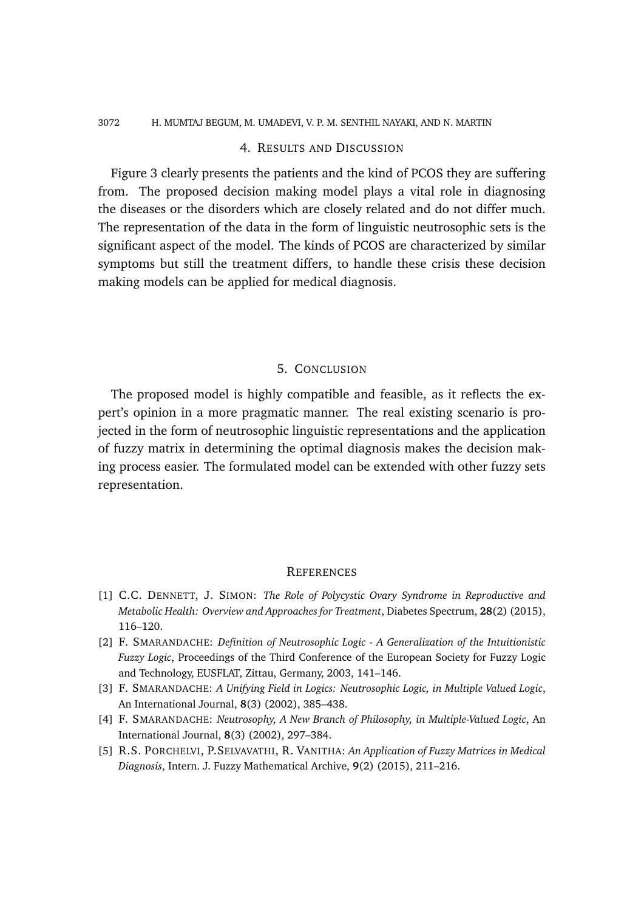## 4. Results and Discussion

Figure 3 clearly presents the patients and the kind of PCOS they are suffering from. The proposed decision making model plays a vital role in diagnosing the diseases or the disorders which are closely related and do not differ much. The representation of the data in the form of linguistic neutrosophic sets is the significant aspect of the model. The kinds of PCOS are characterized by similar symptoms but still the treatment differs, to handle these crisis these decision making models can be applied for medical diagnosis.

## 5. Conclusion

The proposed model is highly compatible and feasible, as it reflects the expert's opinion in a more pragmatic manner. The real existing scenario is projected in the form of neutrosophic linguistic representations and the application of fuzzy matrix in determining the optimal diagnosis makes the decision making process easier. The formulated model can be extended with other fuzzy sets representation.

## References

[1] C.C. Dennett, J. Simon: *The Role of Polycystic Ovary Syndrome in Reproductive and Metabolic Health: Overview and Approaches for Treatment*, Diabetes Spectrum, **28**(2) (2015), 116–120.

[2] F. Smarandache: *Definition of Neutrosophic Logic - A Generalization of the Intuitionistic Fuzzy Logic*, Proceedings of the Third Conference of the European Society for Fuzzy Logic and Technology, EUSFLAT, Zittau, Germany, 2003, 141–146.

[3] F. Smarandache: *A Unifying Field in Logics: Neutrosophic Logic, in Multiple Valued Logic*, An International Journal, **8**(3) (2002), 385–438.

[4] F. Smarandache: *Neutrosophy, A New Branch of Philosophy, in Multiple-Valued Logic*, An International Journal, **8**(3) (2002), 297–384.

[5] R.S. Porchelvi, P.Selvavathi, R. Vanitha: *An Application of Fuzzy Matrices in Medical Diagnosis*, Intern. J. Fuzzy Mathematical Archive, **9**(2) (2015), 211–216.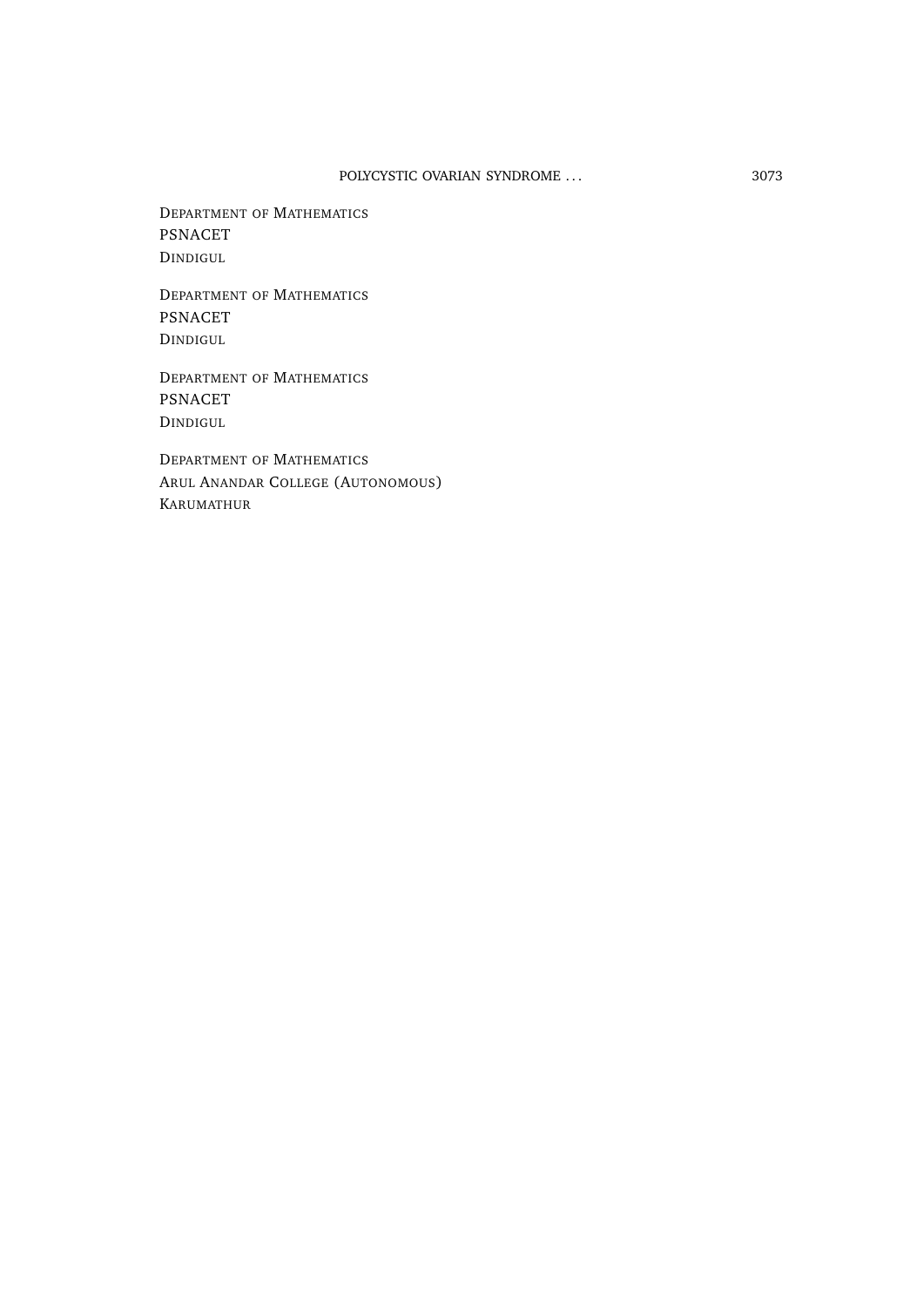Department of Mathematics
PSNACET
Dindigul

Department of Mathematics
PSNACET
Dindigul

Department of Mathematics
PSNACET
Dindigul

Department of Mathematics
Arul Anandar College (Autonomous)
Karumathur